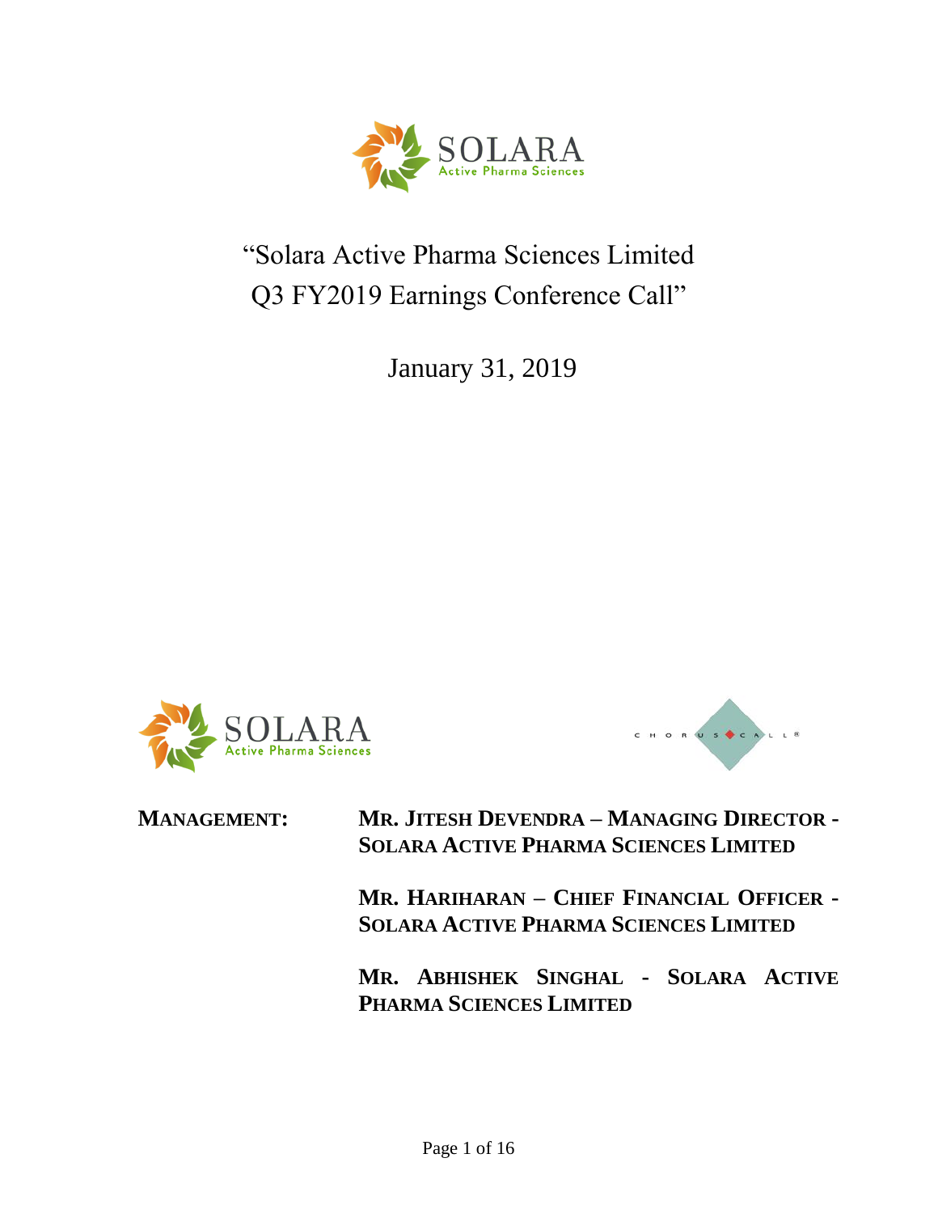# "Solara Active Pharma Sciences Limited Q3 FY2019 Earnings Conference Call"

January 31, 2019

**MANAGEMENT:**

**MR. JITESH DEVENDRA – MANAGING DIRECTOR - SOLARA ACTIVE PHARMA SCIENCES LIMITED**

**MR. HARIHARAN – CHIEF FINANCIAL OFFICER - SOLARA ACTIVE PHARMA SCIENCES LIMITED**

**MR. ABHISHEK SINGHAL - SOLARA ACTIVE PHARMA SCIENCES LIMITED**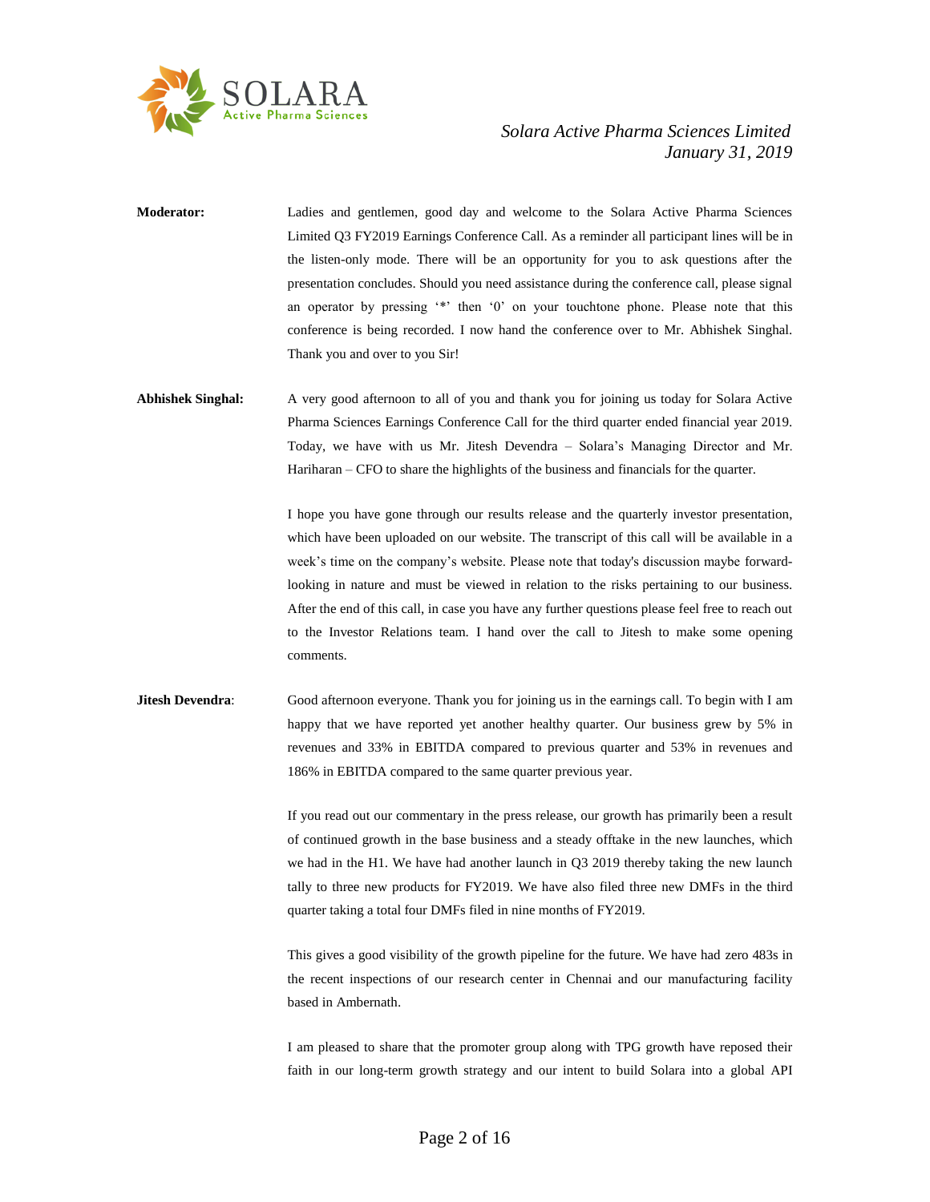**Moderator:** Ladies and gentlemen, good day and welcome to the Solara Active Pharma Sciences Limited Q3 FY2019 Earnings Conference Call. As a reminder all participant lines will be in the listen-only mode. There will be an opportunity for you to ask questions after the presentation concludes. Should you need assistance during the conference call, please signal an operator by pressing '*' then '0' on your touchtone phone. Please note that this conference is being recorded. I now hand the conference over to Mr. Abhishek Singhal. Thank you and over to you Sir!

**Abhishek Singhal:** A very good afternoon to all of you and thank you for joining us today for Solara Active Pharma Sciences Earnings Conference Call for the third quarter ended financial year 2019. Today, we have with us Mr. Jitesh Devendra – Solara's Managing Director and Mr. Hariharan – CFO to share the highlights of the business and financials for the quarter.

I hope you have gone through our results release and the quarterly investor presentation, which have been uploaded on our website. The transcript of this call will be available in a week's time on the company's website. Please note that today's discussion maybe forward-looking in nature and must be viewed in relation to the risks pertaining to our business. After the end of this call, in case you have any further questions please feel free to reach out to the Investor Relations team. I hand over the call to Jitesh to make some opening comments.

**Jitesh Devendra**: Good afternoon everyone. Thank you for joining us in the earnings call. To begin with I am happy that we have reported yet another healthy quarter. Our business grew by 5% in revenues and 33% in EBITDA compared to previous quarter and 53% in revenues and 186% in EBITDA compared to the same quarter previous year.

If you read out our commentary in the press release, our growth has primarily been a result of continued growth in the base business and a steady offtake in the new launches, which we had in the H1. We have had another launch in Q3 2019 thereby taking the new launch tally to three new products for FY2019. We have also filed three new DMFs in the third quarter taking a total four DMFs filed in nine months of FY2019.

This gives a good visibility of the growth pipeline for the future. We have had zero 483s in the recent inspections of our research center in Chennai and our manufacturing facility based in Ambernath.

I am pleased to share that the promoter group along with TPG growth have reposed their faith in our long-term growth strategy and our intent to build Solara into a global API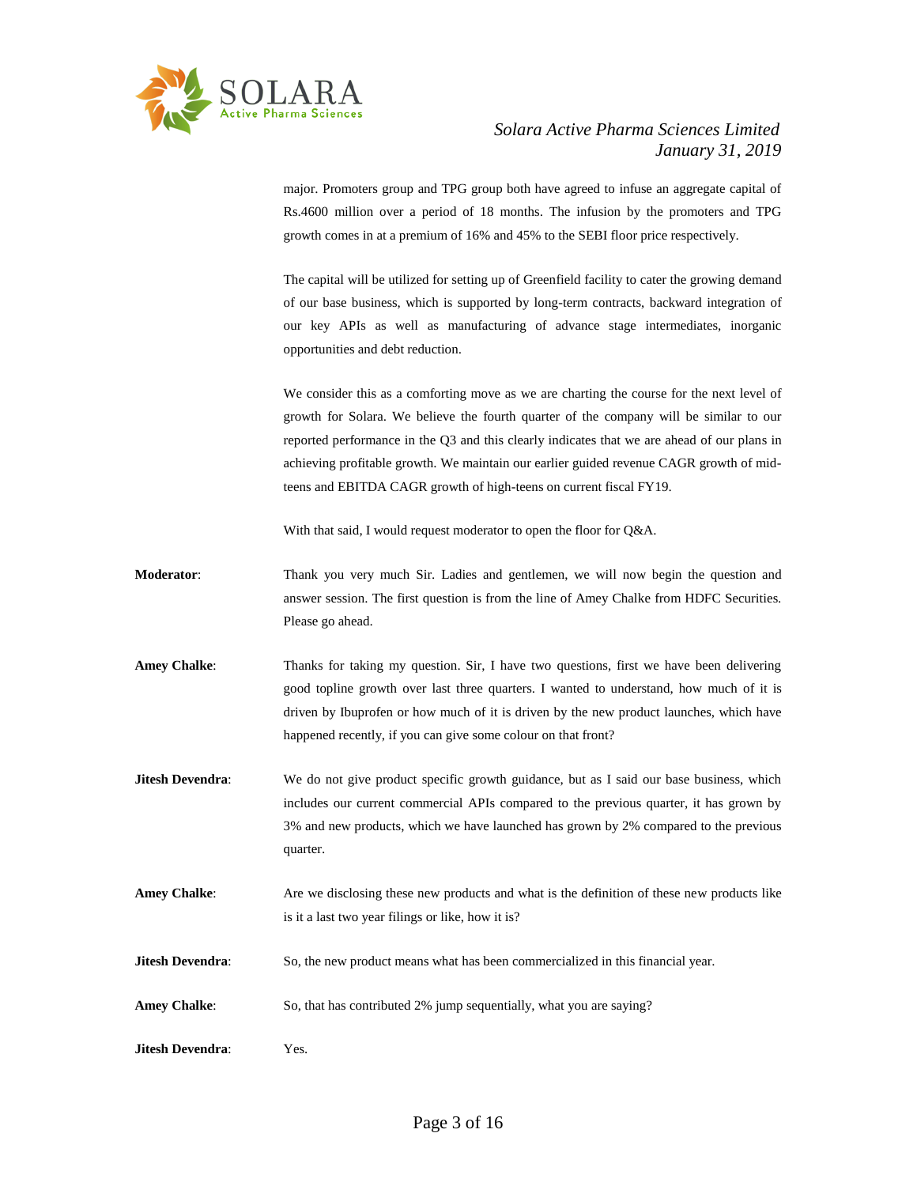major. Promoters group and TPG group both have agreed to infuse an aggregate capital of Rs.4600 million over a period of 18 months. The infusion by the promoters and TPG growth comes in at a premium of 16% and 45% to the SEBI floor price respectively.

The capital will be utilized for setting up of Greenfield facility to cater the growing demand of our base business, which is supported by long-term contracts, backward integration of our key APIs as well as manufacturing of advance stage intermediates, inorganic opportunities and debt reduction.

We consider this as a comforting move as we are charting the course for the next level of growth for Solara. We believe the fourth quarter of the company will be similar to our reported performance in the Q3 and this clearly indicates that we are ahead of our plans in achieving profitable growth. We maintain our earlier guided revenue CAGR growth of mid-teens and EBITDA CAGR growth of high-teens on current fiscal FY19.

With that said, I would request moderator to open the floor for Q&A.

**Moderator**: Thank you very much Sir. Ladies and gentlemen, we will now begin the question and answer session. The first question is from the line of Amey Chalke from HDFC Securities. Please go ahead.

**Amey Chalke**: Thanks for taking my question. Sir, I have two questions, first we have been delivering good topline growth over last three quarters. I wanted to understand, how much of it is driven by Ibuprofen or how much of it is driven by the new product launches, which have happened recently, if you can give some colour on that front?

**Jitesh Devendra**: We do not give product specific growth guidance, but as I said our base business, which includes our current commercial APIs compared to the previous quarter, it has grown by 3% and new products, which we have launched has grown by 2% compared to the previous quarter.

**Amey Chalke**: Are we disclosing these new products and what is the definition of these new products like is it a last two year filings or like, how it is?

**Jitesh Devendra**: So, the new product means what has been commercialized in this financial year.

**Amey Chalke**: So, that has contributed 2% jump sequentially, what you are saying?

**Jitesh Devendra**: Yes.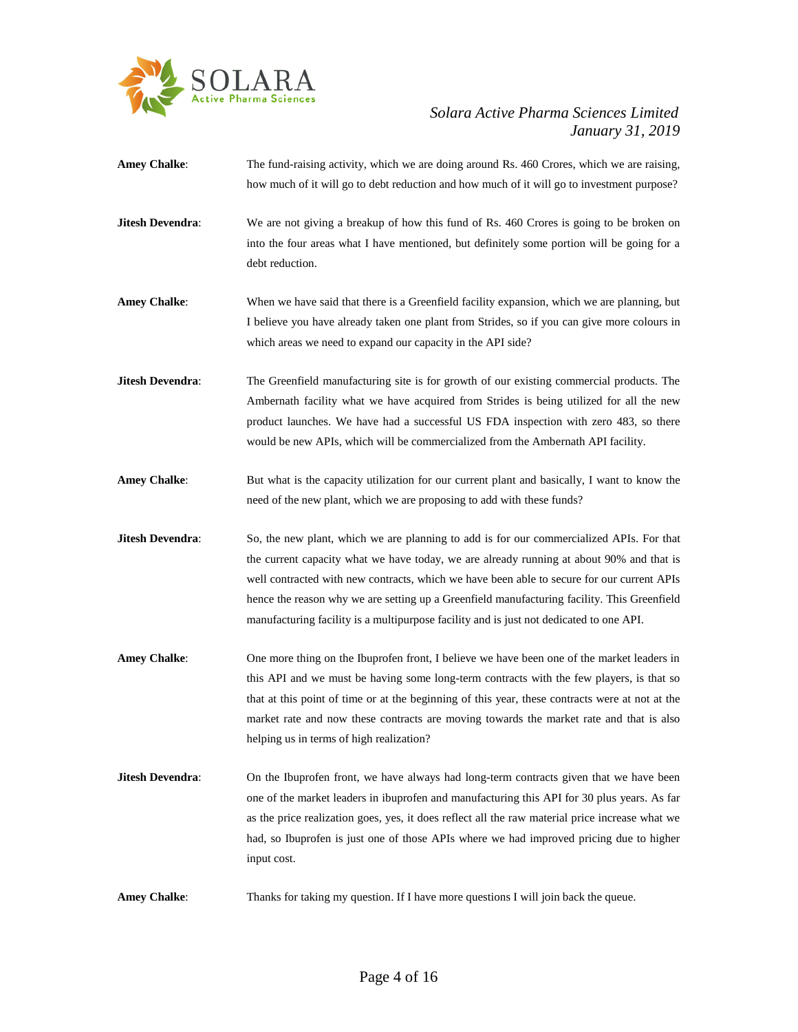**Amey Chalke**: The fund-raising activity, which we are doing around Rs. 460 Crores, which we are raising, how much of it will go to debt reduction and how much of it will go to investment purpose?

**Jitesh Devendra**: We are not giving a breakup of how this fund of Rs. 460 Crores is going to be broken on into the four areas what I have mentioned, but definitely some portion will be going for a debt reduction.

**Amey Chalke**: When we have said that there is a Greenfield facility expansion, which we are planning, but I believe you have already taken one plant from Strides, so if you can give more colours in which areas we need to expand our capacity in the API side?

**Jitesh Devendra**: The Greenfield manufacturing site is for growth of our existing commercial products. The Ambernath facility what we have acquired from Strides is being utilized for all the new product launches. We have had a successful US FDA inspection with zero 483, so there would be new APIs, which will be commercialized from the Ambernath API facility.

**Amey Chalke**: But what is the capacity utilization for our current plant and basically, I want to know the need of the new plant, which we are proposing to add with these funds?

**Jitesh Devendra**: So, the new plant, which we are planning to add is for our commercialized APIs. For that the current capacity what we have today, we are already running at about 90% and that is well contracted with new contracts, which we have been able to secure for our current APIs hence the reason why we are setting up a Greenfield manufacturing facility. This Greenfield manufacturing facility is a multipurpose facility and is just not dedicated to one API.

**Amey Chalke**: One more thing on the Ibuprofen front, I believe we have been one of the market leaders in this API and we must be having some long-term contracts with the few players, is that so that at this point of time or at the beginning of this year, these contracts were at not at the market rate and now these contracts are moving towards the market rate and that is also helping us in terms of high realization?

**Jitesh Devendra**: On the Ibuprofen front, we have always had long-term contracts given that we have been one of the market leaders in ibuprofen and manufacturing this API for 30 plus years. As far as the price realization goes, yes, it does reflect all the raw material price increase what we had, so Ibuprofen is just one of those APIs where we had improved pricing due to higher input cost.

**Amey Chalke**: Thanks for taking my question. If I have more questions I will join back the queue.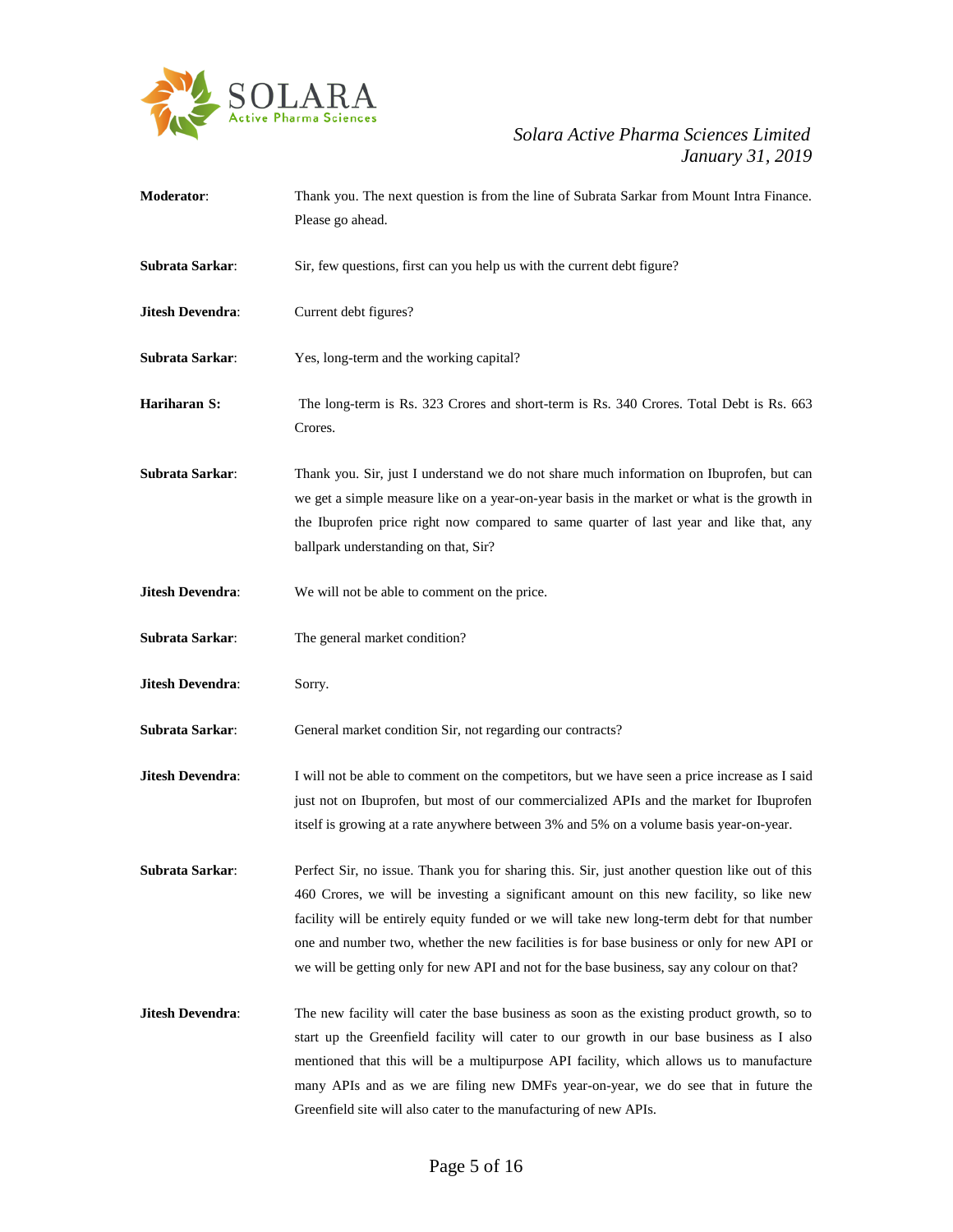**Moderator**: Thank you. The next question is from the line of Subrata Sarkar from Mount Intra Finance. Please go ahead.

**Subrata Sarkar**: Sir, few questions, first can you help us with the current debt figure?

**Jitesh Devendra**: Current debt figures?

**Subrata Sarkar**: Yes, long-term and the working capital?

**Hariharan S:** The long-term is Rs. 323 Crores and short-term is Rs. 340 Crores. Total Debt is Rs. 663 Crores.

**Subrata Sarkar**: Thank you. Sir, just I understand we do not share much information on Ibuprofen, but can we get a simple measure like on a year-on-year basis in the market or what is the growth in the Ibuprofen price right now compared to same quarter of last year and like that, any ballpark understanding on that, Sir?

**Jitesh Devendra**: We will not be able to comment on the price.

**Subrata Sarkar**: The general market condition?

**Jitesh Devendra**: Sorry.

**Subrata Sarkar**: General market condition Sir, not regarding our contracts?

**Jitesh Devendra**: I will not be able to comment on the competitors, but we have seen a price increase as I said just not on Ibuprofen, but most of our commercialized APIs and the market for Ibuprofen itself is growing at a rate anywhere between 3% and 5% on a volume basis year-on-year.

**Subrata Sarkar**: Perfect Sir, no issue. Thank you for sharing this. Sir, just another question like out of this 460 Crores, we will be investing a significant amount on this new facility, so like new facility will be entirely equity funded or we will take new long-term debt for that number one and number two, whether the new facilities is for base business or only for new API or we will be getting only for new API and not for the base business, say any colour on that?

**Jitesh Devendra**: The new facility will cater the base business as soon as the existing product growth, so to start up the Greenfield facility will cater to our growth in our base business as I also mentioned that this will be a multipurpose API facility, which allows us to manufacture many APIs and as we are filing new DMFs year-on-year, we do see that in future the Greenfield site will also cater to the manufacturing of new APIs.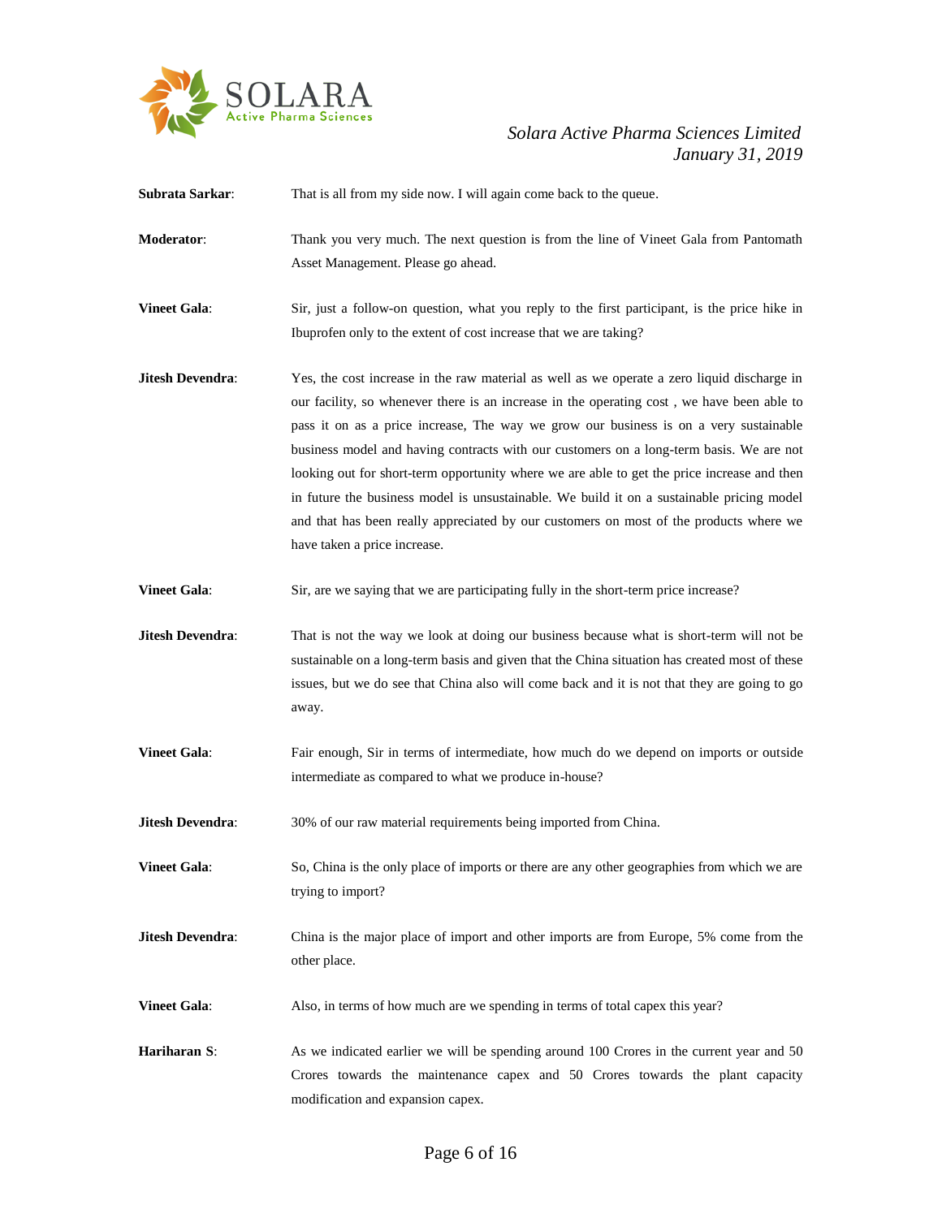**Subrata Sarkar**: That is all from my side now. I will again come back to the queue.

**Moderator**: Thank you very much. The next question is from the line of Vineet Gala from Pantomath Asset Management. Please go ahead.

**Vineet Gala**: Sir, just a follow-on question, what you reply to the first participant, is the price hike in Ibuprofen only to the extent of cost increase that we are taking?

**Jitesh Devendra**: Yes, the cost increase in the raw material as well as we operate a zero liquid discharge in our facility, so whenever there is an increase in the operating cost , we have been able to pass it on as a price increase, The way we grow our business is on a very sustainable business model and having contracts with our customers on a long-term basis. We are not looking out for short-term opportunity where we are able to get the price increase and then in future the business model is unsustainable. We build it on a sustainable pricing model and that has been really appreciated by our customers on most of the products where we have taken a price increase.

**Vineet Gala**: Sir, are we saying that we are participating fully in the short-term price increase?

**Jitesh Devendra**: That is not the way we look at doing our business because what is short-term will not be sustainable on a long-term basis and given that the China situation has created most of these issues, but we do see that China also will come back and it is not that they are going to go away.

**Vineet Gala**: Fair enough, Sir in terms of intermediate, how much do we depend on imports or outside intermediate as compared to what we produce in-house?

**Jitesh Devendra**: 30% of our raw material requirements being imported from China.

**Vineet Gala**: So, China is the only place of imports or there are any other geographies from which we are trying to import?

**Jitesh Devendra**: China is the major place of import and other imports are from Europe, 5% come from the other place.

**Vineet Gala**: Also, in terms of how much are we spending in terms of total capex this year?

**Hariharan S**: As we indicated earlier we will be spending around 100 Crores in the current year and 50 Crores towards the maintenance capex and 50 Crores towards the plant capacity modification and expansion capex.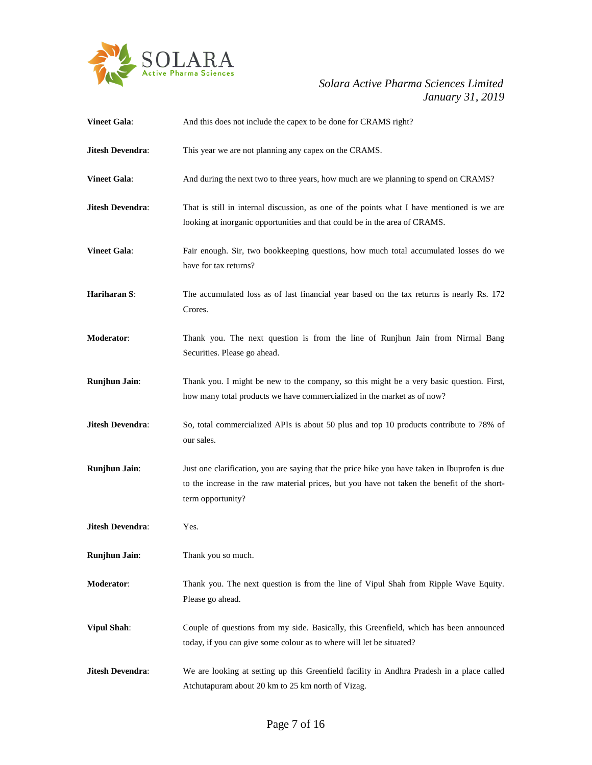**Vineet Gala**: And this does not include the capex to be done for CRAMS right?

**Jitesh Devendra**: This year we are not planning any capex on the CRAMS.

**Vineet Gala**: And during the next two to three years, how much are we planning to spend on CRAMS?

**Jitesh Devendra**: That is still in internal discussion, as one of the points what I have mentioned is we are looking at inorganic opportunities and that could be in the area of CRAMS.

**Vineet Gala**: Fair enough. Sir, two bookkeeping questions, how much total accumulated losses do we have for tax returns?

**Hariharan S**: The accumulated loss as of last financial year based on the tax returns is nearly Rs. 172 Crores.

**Moderator**: Thank you. The next question is from the line of Runjhun Jain from Nirmal Bang Securities. Please go ahead.

**Runjhun Jain**: Thank you. I might be new to the company, so this might be a very basic question. First, how many total products we have commercialized in the market as of now?

**Jitesh Devendra**: So, total commercialized APIs is about 50 plus and top 10 products contribute to 78% of our sales.

**Runjhun Jain**: Just one clarification, you are saying that the price hike you have taken in Ibuprofen is due to the increase in the raw material prices, but you have not taken the benefit of the short-term opportunity?

**Jitesh Devendra**: Yes.

**Runjhun Jain**: Thank you so much.

**Moderator**: Thank you. The next question is from the line of Vipul Shah from Ripple Wave Equity. Please go ahead.

**Vipul Shah**: Couple of questions from my side. Basically, this Greenfield, which has been announced today, if you can give some colour as to where will let be situated?

**Jitesh Devendra**: We are looking at setting up this Greenfield facility in Andhra Pradesh in a place called Atchutapuram about 20 km to 25 km north of Vizag.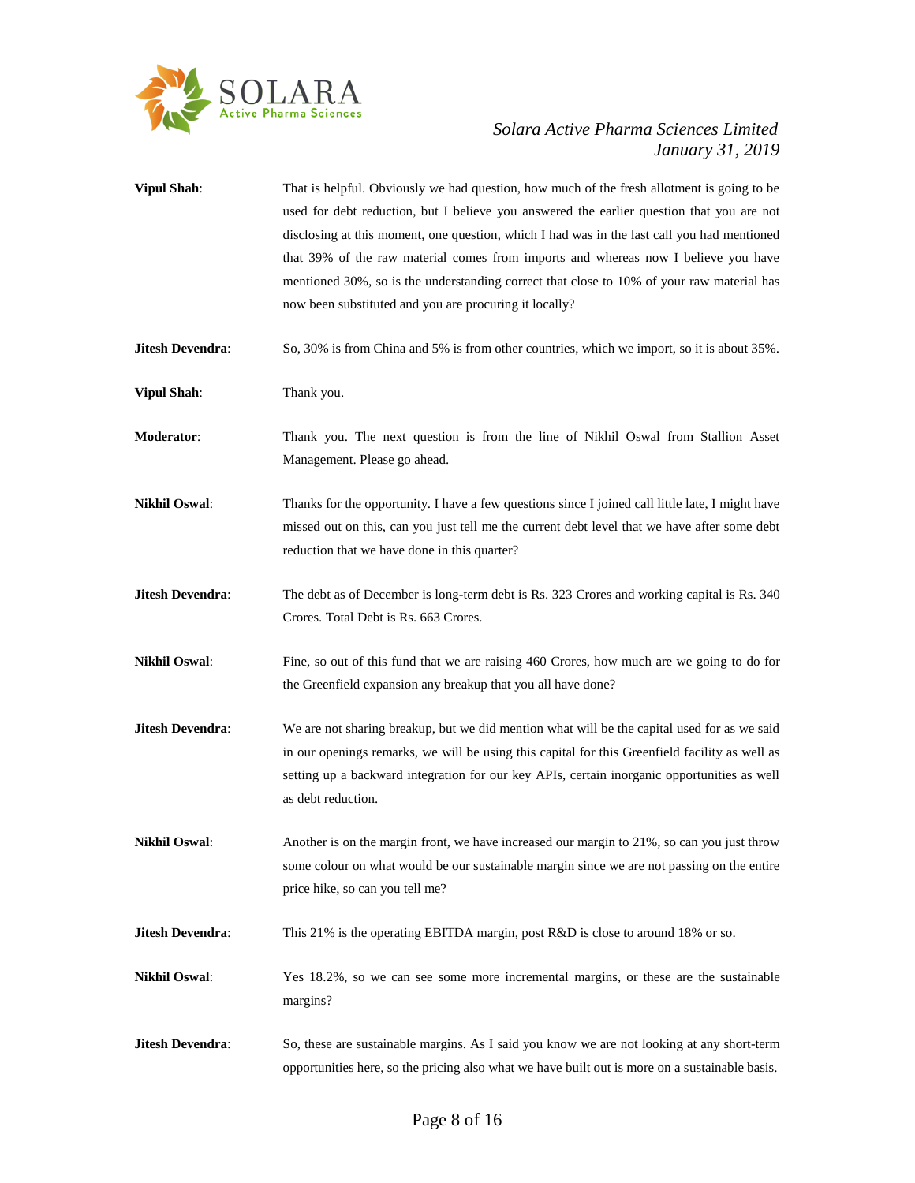**Vipul Shah**: That is helpful. Obviously we had question, how much of the fresh allotment is going to be used for debt reduction, but I believe you answered the earlier question that you are not disclosing at this moment, one question, which I had was in the last call you had mentioned that 39% of the raw material comes from imports and whereas now I believe you have mentioned 30%, so is the understanding correct that close to 10% of your raw material has now been substituted and you are procuring it locally?

**Jitesh Devendra**: So, 30% is from China and 5% is from other countries, which we import, so it is about 35%.

**Vipul Shah**: Thank you.

**Moderator**: Thank you. The next question is from the line of Nikhil Oswal from Stallion Asset Management. Please go ahead.

**Nikhil Oswal**: Thanks for the opportunity. I have a few questions since I joined call little late, I might have missed out on this, can you just tell me the current debt level that we have after some debt reduction that we have done in this quarter?

**Jitesh Devendra**: The debt as of December is long-term debt is Rs. 323 Crores and working capital is Rs. 340 Crores. Total Debt is Rs. 663 Crores.

**Nikhil Oswal**: Fine, so out of this fund that we are raising 460 Crores, how much are we going to do for the Greenfield expansion any breakup that you all have done?

**Jitesh Devendra**: We are not sharing breakup, but we did mention what will be the capital used for as we said in our openings remarks, we will be using this capital for this Greenfield facility as well as setting up a backward integration for our key APIs, certain inorganic opportunities as well as debt reduction.

**Nikhil Oswal**: Another is on the margin front, we have increased our margin to 21%, so can you just throw some colour on what would be our sustainable margin since we are not passing on the entire price hike, so can you tell me?

**Jitesh Devendra**: This 21% is the operating EBITDA margin, post R&D is close to around 18% or so.

**Nikhil Oswal**: Yes 18.2%, so we can see some more incremental margins, or these are the sustainable margins?

**Jitesh Devendra**: So, these are sustainable margins. As I said you know we are not looking at any short-term opportunities here, so the pricing also what we have built out is more on a sustainable basis.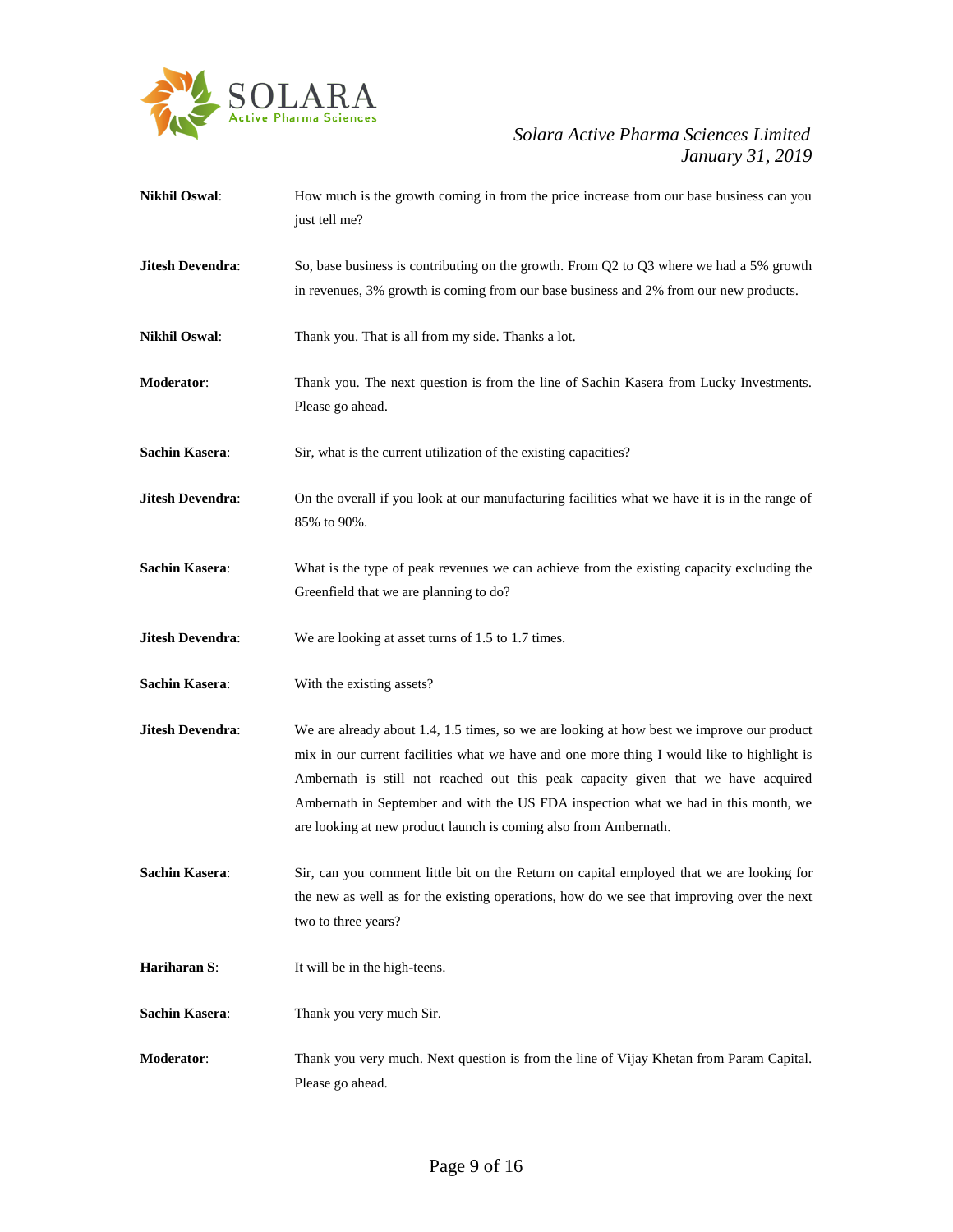**Nikhil Oswal**: How much is the growth coming in from the price increase from our base business can you just tell me?

**Jitesh Devendra**: So, base business is contributing on the growth. From Q2 to Q3 where we had a 5% growth in revenues, 3% growth is coming from our base business and 2% from our new products.

**Nikhil Oswal**: Thank you. That is all from my side. Thanks a lot.

**Moderator**: Thank you. The next question is from the line of Sachin Kasera from Lucky Investments. Please go ahead.

**Sachin Kasera**: Sir, what is the current utilization of the existing capacities?

**Jitesh Devendra**: On the overall if you look at our manufacturing facilities what we have it is in the range of 85% to 90%.

**Sachin Kasera**: What is the type of peak revenues we can achieve from the existing capacity excluding the Greenfield that we are planning to do?

**Jitesh Devendra**: We are looking at asset turns of 1.5 to 1.7 times.

**Sachin Kasera**: With the existing assets?

**Jitesh Devendra**: We are already about 1.4, 1.5 times, so we are looking at how best we improve our product mix in our current facilities what we have and one more thing I would like to highlight is Ambernath is still not reached out this peak capacity given that we have acquired Ambernath in September and with the US FDA inspection what we had in this month, we are looking at new product launch is coming also from Ambernath.

**Sachin Kasera**: Sir, can you comment little bit on the Return on capital employed that we are looking for the new as well as for the existing operations, how do we see that improving over the next two to three years?

**Hariharan S**: It will be in the high-teens.

**Sachin Kasera**: Thank you very much Sir.

**Moderator**: Thank you very much. Next question is from the line of Vijay Khetan from Param Capital. Please go ahead.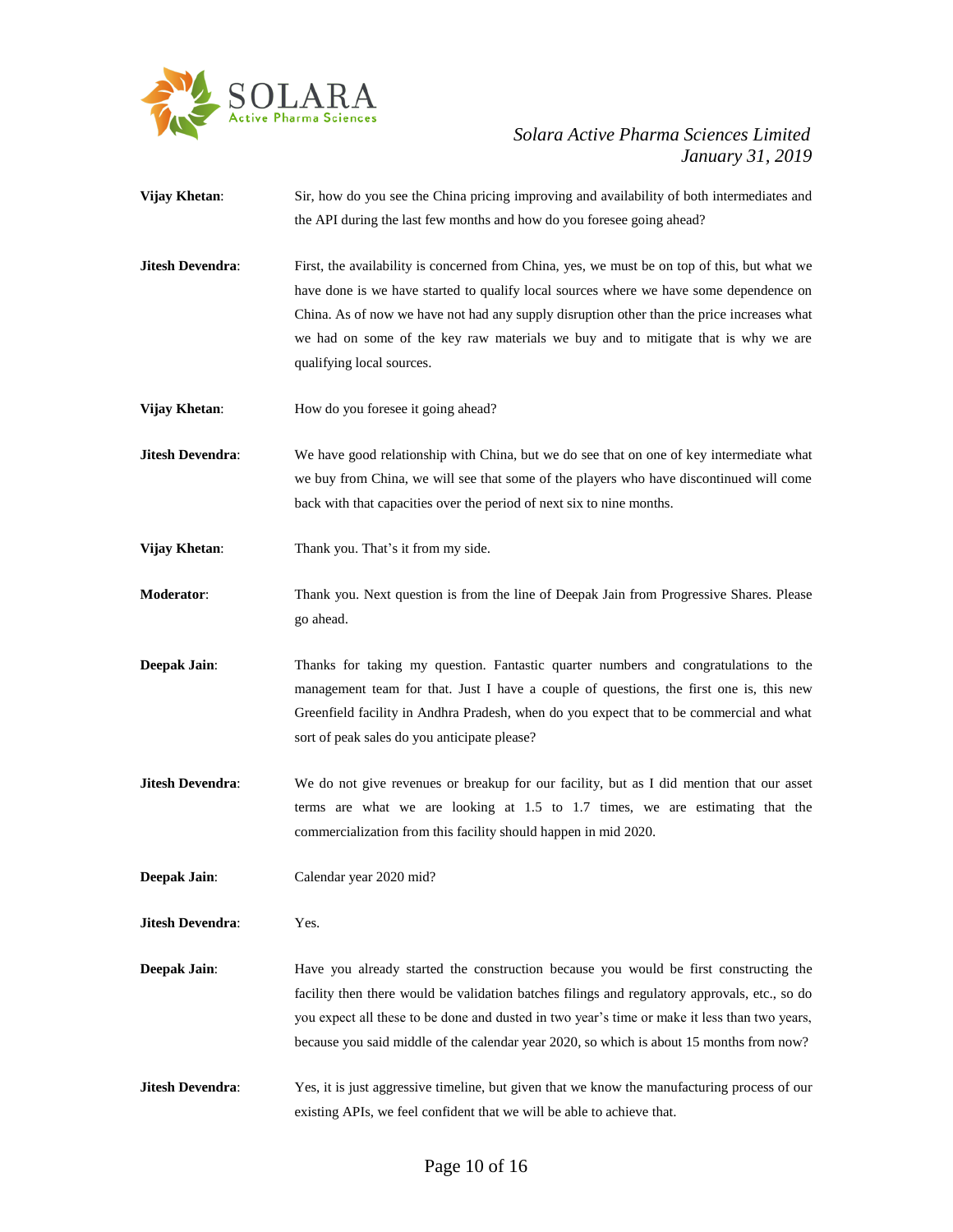**Vijay Khetan**: Sir, how do you see the China pricing improving and availability of both intermediates and the API during the last few months and how do you foresee going ahead?

**Jitesh Devendra**: First, the availability is concerned from China, yes, we must be on top of this, but what we have done is we have started to qualify local sources where we have some dependence on China. As of now we have not had any supply disruption other than the price increases what we had on some of the key raw materials we buy and to mitigate that is why we are qualifying local sources.

**Vijay Khetan**: How do you foresee it going ahead?

**Jitesh Devendra**: We have good relationship with China, but we do see that on one of key intermediate what we buy from China, we will see that some of the players who have discontinued will come back with that capacities over the period of next six to nine months.

**Vijay Khetan**: Thank you. That's it from my side.

**Moderator**: Thank you. Next question is from the line of Deepak Jain from Progressive Shares. Please go ahead.

**Deepak Jain**: Thanks for taking my question. Fantastic quarter numbers and congratulations to the management team for that. Just I have a couple of questions, the first one is, this new Greenfield facility in Andhra Pradesh, when do you expect that to be commercial and what sort of peak sales do you anticipate please?

**Jitesh Devendra**: We do not give revenues or breakup for our facility, but as I did mention that our asset terms are what we are looking at 1.5 to 1.7 times, we are estimating that the commercialization from this facility should happen in mid 2020.

**Deepak Jain**: Calendar year 2020 mid?

**Jitesh Devendra**: Yes.

**Deepak Jain**: Have you already started the construction because you would be first constructing the facility then there would be validation batches filings and regulatory approvals, etc., so do you expect all these to be done and dusted in two year's time or make it less than two years, because you said middle of the calendar year 2020, so which is about 15 months from now?

**Jitesh Devendra**: Yes, it is just aggressive timeline, but given that we know the manufacturing process of our existing APIs, we feel confident that we will be able to achieve that.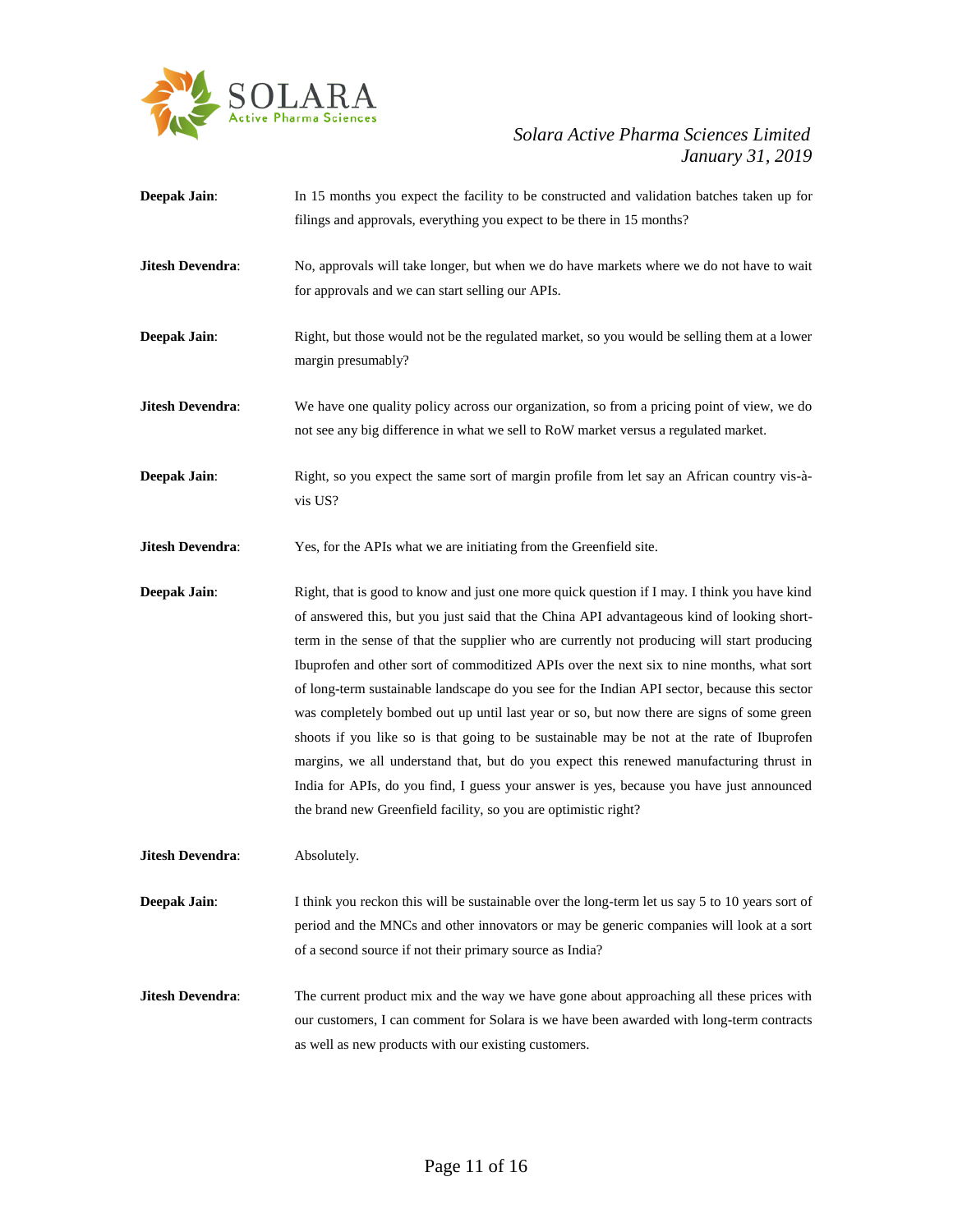**Deepak Jain**: In 15 months you expect the facility to be constructed and validation batches taken up for filings and approvals, everything you expect to be there in 15 months?

**Jitesh Devendra**: No, approvals will take longer, but when we do have markets where we do not have to wait for approvals and we can start selling our APIs.

**Deepak Jain**: Right, but those would not be the regulated market, so you would be selling them at a lower margin presumably?

**Jitesh Devendra**: We have one quality policy across our organization, so from a pricing point of view, we do not see any big difference in what we sell to RoW market versus a regulated market.

**Deepak Jain**: Right, so you expect the same sort of margin profile from let say an African country vis-à-vis US?

**Jitesh Devendra**: Yes, for the APIs what we are initiating from the Greenfield site.

**Deepak Jain**: Right, that is good to know and just one more quick question if I may. I think you have kind of answered this, but you just said that the China API advantageous kind of looking short-term in the sense of that the supplier who are currently not producing will start producing Ibuprofen and other sort of commoditized APIs over the next six to nine months, what sort of long-term sustainable landscape do you see for the Indian API sector, because this sector was completely bombed out up until last year or so, but now there are signs of some green shoots if you like so is that going to be sustainable may be not at the rate of Ibuprofen margins, we all understand that, but do you expect this renewed manufacturing thrust in India for APIs, do you find, I guess your answer is yes, because you have just announced the brand new Greenfield facility, so you are optimistic right?

**Jitesh Devendra**: Absolutely.

**Deepak Jain**: I think you reckon this will be sustainable over the long-term let us say 5 to 10 years sort of period and the MNCs and other innovators or may be generic companies will look at a sort of a second source if not their primary source as India?

**Jitesh Devendra**: The current product mix and the way we have gone about approaching all these prices with our customers, I can comment for Solara is we have been awarded with long-term contracts as well as new products with our existing customers.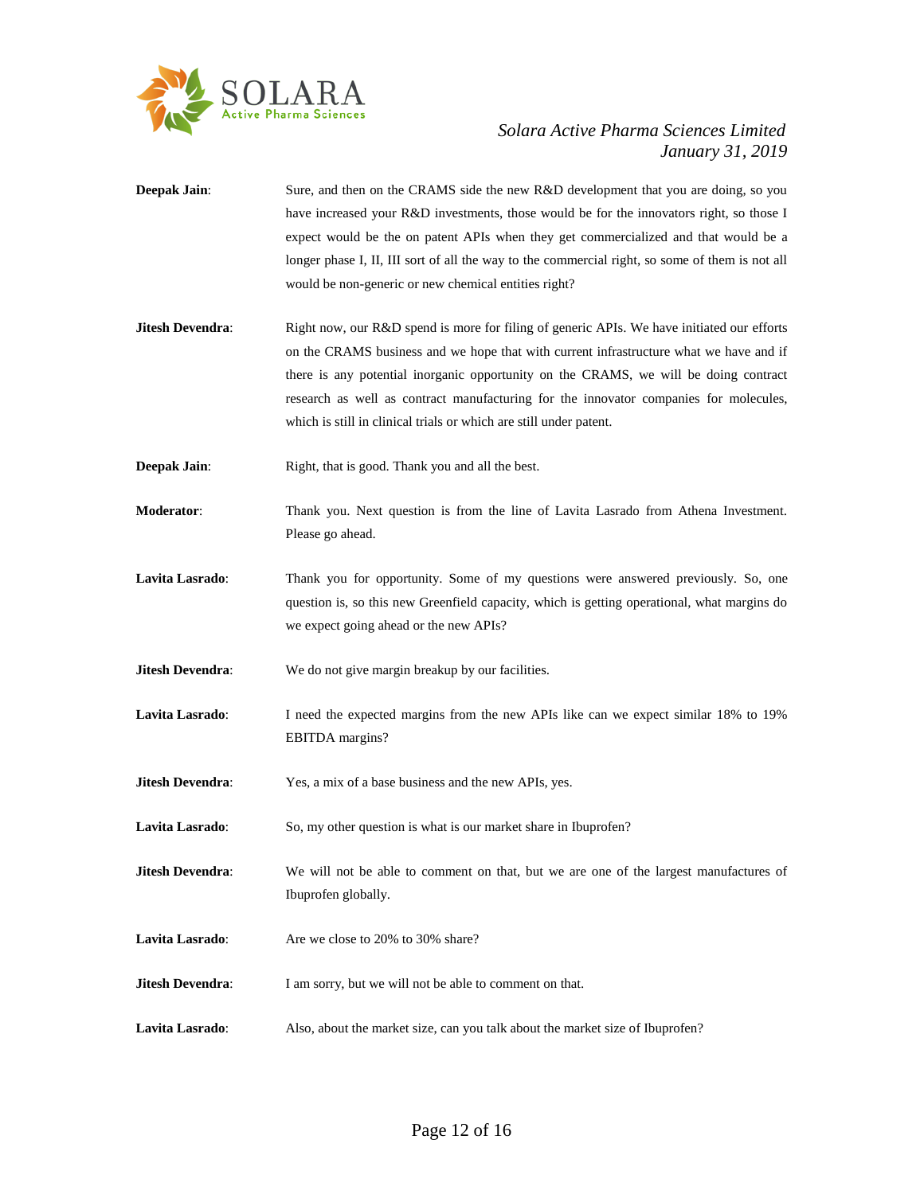**Deepak Jain**: Sure, and then on the CRAMS side the new R&D development that you are doing, so you have increased your R&D investments, those would be for the innovators right, so those I expect would be the on patent APIs when they get commercialized and that would be a longer phase I, II, III sort of all the way to the commercial right, so some of them is not all would be non-generic or new chemical entities right?

**Jitesh Devendra**: Right now, our R&D spend is more for filing of generic APIs. We have initiated our efforts on the CRAMS business and we hope that with current infrastructure what we have and if there is any potential inorganic opportunity on the CRAMS, we will be doing contract research as well as contract manufacturing for the innovator companies for molecules, which is still in clinical trials or which are still under patent.

**Deepak Jain**: Right, that is good. Thank you and all the best.

**Moderator**: Thank you. Next question is from the line of Lavita Lasrado from Athena Investment. Please go ahead.

**Lavita Lasrado**: Thank you for opportunity. Some of my questions were answered previously. So, one question is, so this new Greenfield capacity, which is getting operational, what margins do we expect going ahead or the new APIs?

**Jitesh Devendra**: We do not give margin breakup by our facilities.

**Lavita Lasrado**: I need the expected margins from the new APIs like can we expect similar 18% to 19% EBITDA margins?

**Jitesh Devendra**: Yes, a mix of a base business and the new APIs, yes.

**Lavita Lasrado**: So, my other question is what is our market share in Ibuprofen?

**Jitesh Devendra**: We will not be able to comment on that, but we are one of the largest manufactures of Ibuprofen globally.

**Lavita Lasrado**: Are we close to 20% to 30% share?

**Jitesh Devendra**: I am sorry, but we will not be able to comment on that.

**Lavita Lasrado**: Also, about the market size, can you talk about the market size of Ibuprofen?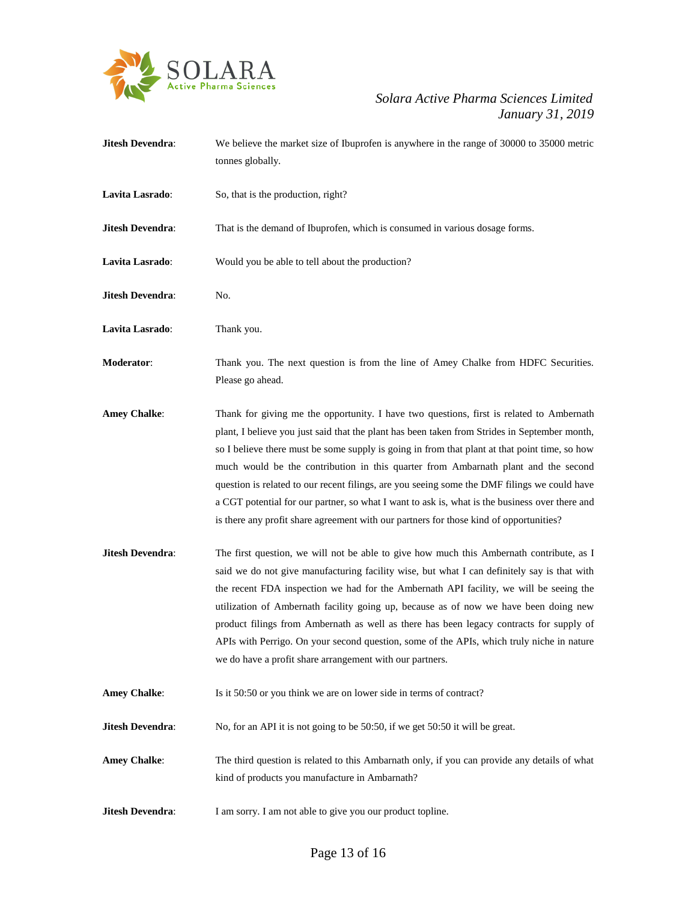**Jitesh Devendra**: We believe the market size of Ibuprofen is anywhere in the range of 30000 to 35000 metric tonnes globally.

**Lavita Lasrado**: So, that is the production, right?

**Jitesh Devendra**: That is the demand of Ibuprofen, which is consumed in various dosage forms.

**Lavita Lasrado**: Would you be able to tell about the production?

**Jitesh Devendra**: No.

**Lavita Lasrado**: Thank you.

**Moderator**: Thank you. The next question is from the line of Amey Chalke from HDFC Securities. Please go ahead.

**Amey Chalke**: Thank for giving me the opportunity. I have two questions, first is related to Ambernath plant, I believe you just said that the plant has been taken from Strides in September month, so I believe there must be some supply is going in from that plant at that point time, so how much would be the contribution in this quarter from Ambarnath plant and the second question is related to our recent filings, are you seeing some the DMF filings we could have a CGT potential for our partner, so what I want to ask is, what is the business over there and is there any profit share agreement with our partners for those kind of opportunities?

**Jitesh Devendra**: The first question, we will not be able to give how much this Ambernath contribute, as I said we do not give manufacturing facility wise, but what I can definitely say is that with the recent FDA inspection we had for the Ambernath API facility, we will be seeing the utilization of Ambernath facility going up, because as of now we have been doing new product filings from Ambernath as well as there has been legacy contracts for supply of APIs with Perrigo. On your second question, some of the APIs, which truly niche in nature we do have a profit share arrangement with our partners.

**Amey Chalke**: Is it 50:50 or you think we are on lower side in terms of contract?

**Jitesh Devendra**: No, for an API it is not going to be 50:50, if we get 50:50 it will be great.

**Amey Chalke**: The third question is related to this Ambarnath only, if you can provide any details of what kind of products you manufacture in Ambarnath?

**Jitesh Devendra**: I am sorry. I am not able to give you our product topline.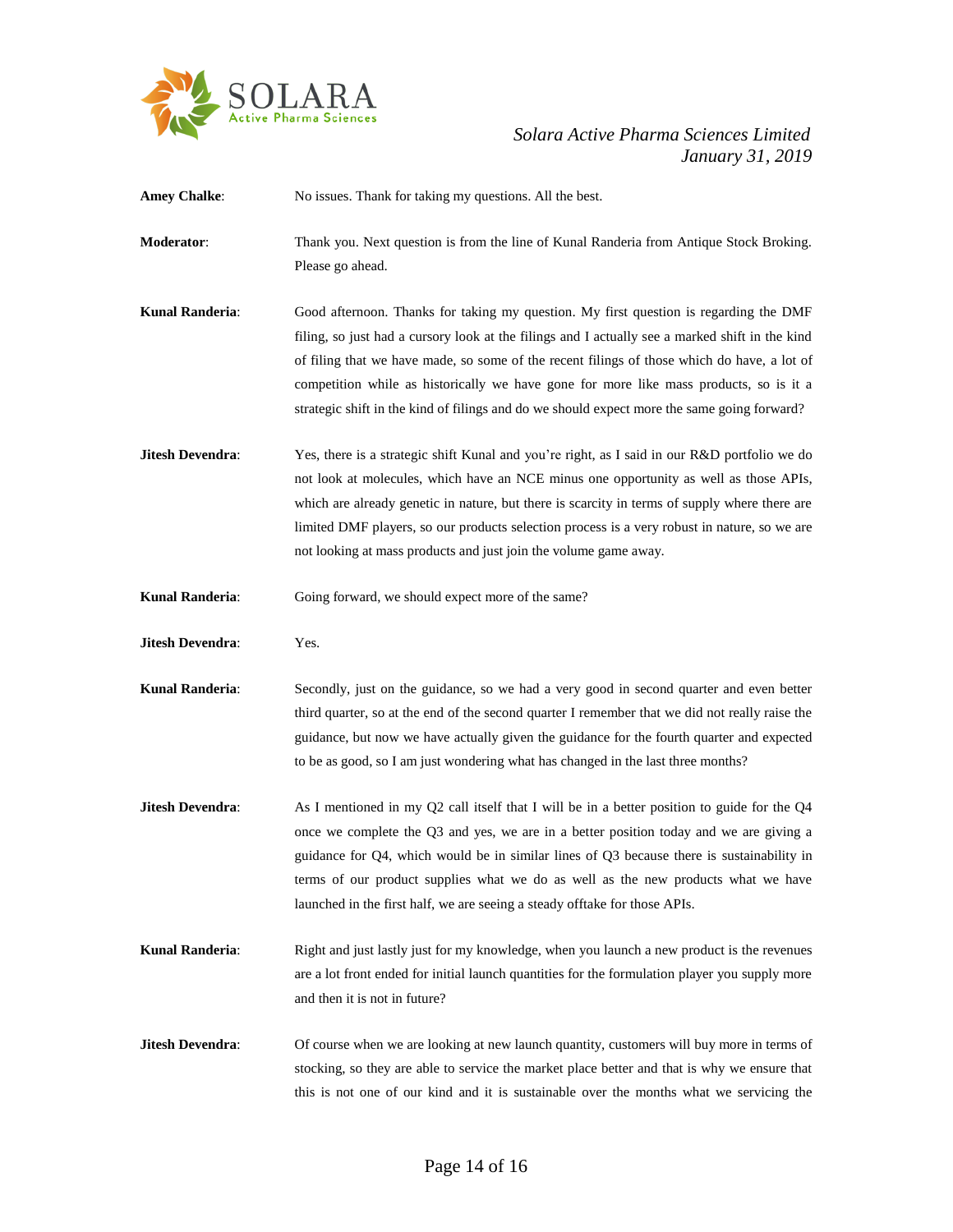**Amey Chalke**: No issues. Thank for taking my questions. All the best.

**Moderator**: Thank you. Next question is from the line of Kunal Randeria from Antique Stock Broking. Please go ahead.

**Kunal Randeria**: Good afternoon. Thanks for taking my question. My first question is regarding the DMF filing, so just had a cursory look at the filings and I actually see a marked shift in the kind of filing that we have made, so some of the recent filings of those which do have, a lot of competition while as historically we have gone for more like mass products, so is it a strategic shift in the kind of filings and do we should expect more the same going forward?

**Jitesh Devendra**: Yes, there is a strategic shift Kunal and you're right, as I said in our R&D portfolio we do not look at molecules, which have an NCE minus one opportunity as well as those APIs, which are already genetic in nature, but there is scarcity in terms of supply where there are limited DMF players, so our products selection process is a very robust in nature, so we are not looking at mass products and just join the volume game away.

**Kunal Randeria**: Going forward, we should expect more of the same?

**Jitesh Devendra**: Yes.

**Kunal Randeria**: Secondly, just on the guidance, so we had a very good in second quarter and even better third quarter, so at the end of the second quarter I remember that we did not really raise the guidance, but now we have actually given the guidance for the fourth quarter and expected to be as good, so I am just wondering what has changed in the last three months?

**Jitesh Devendra**: As I mentioned in my Q2 call itself that I will be in a better position to guide for the Q4 once we complete the Q3 and yes, we are in a better position today and we are giving a guidance for Q4, which would be in similar lines of Q3 because there is sustainability in terms of our product supplies what we do as well as the new products what we have launched in the first half, we are seeing a steady offtake for those APIs.

**Kunal Randeria**: Right and just lastly just for my knowledge, when you launch a new product is the revenues are a lot front ended for initial launch quantities for the formulation player you supply more and then it is not in future?

**Jitesh Devendra**: Of course when we are looking at new launch quantity, customers will buy more in terms of stocking, so they are able to service the market place better and that is why we ensure that this is not one of our kind and it is sustainable over the months what we servicing the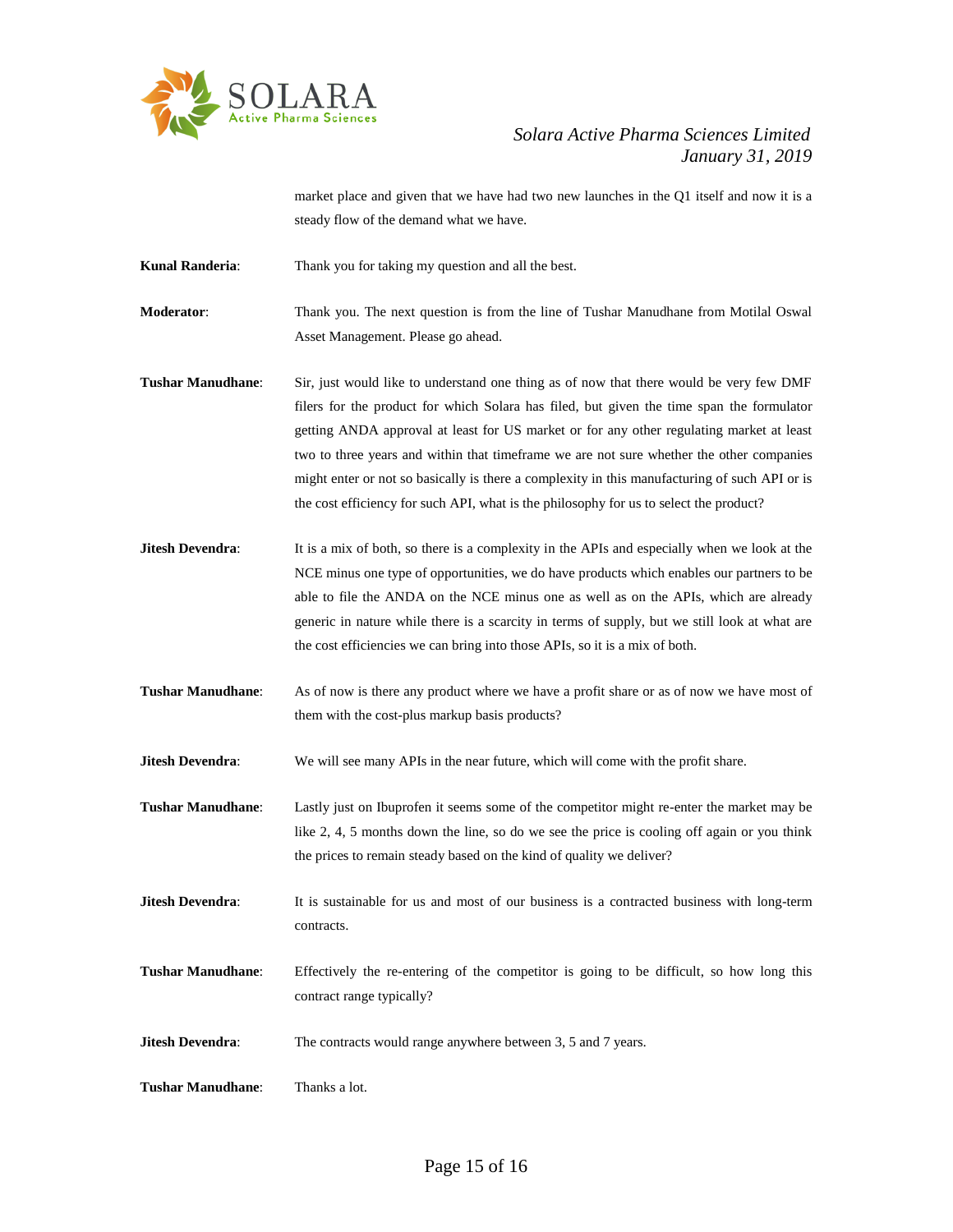market place and given that we have had two new launches in the Q1 itself and now it is a steady flow of the demand what we have.

**Kunal Randeria**: Thank you for taking my question and all the best.

**Moderator**: Thank you. The next question is from the line of Tushar Manudhane from Motilal Oswal Asset Management. Please go ahead.

**Tushar Manudhane**: Sir, just would like to understand one thing as of now that there would be very few DMF filers for the product for which Solara has filed, but given the time span the formulator getting ANDA approval at least for US market or for any other regulating market at least two to three years and within that timeframe we are not sure whether the other companies might enter or not so basically is there a complexity in this manufacturing of such API or is the cost efficiency for such API, what is the philosophy for us to select the product?

**Jitesh Devendra**: It is a mix of both, so there is a complexity in the APIs and especially when we look at the NCE minus one type of opportunities, we do have products which enables our partners to be able to file the ANDA on the NCE minus one as well as on the APIs, which are already generic in nature while there is a scarcity in terms of supply, but we still look at what are the cost efficiencies we can bring into those APIs, so it is a mix of both.

**Tushar Manudhane**: As of now is there any product where we have a profit share or as of now we have most of them with the cost-plus markup basis products?

**Jitesh Devendra**: We will see many APIs in the near future, which will come with the profit share.

**Tushar Manudhane**: Lastly just on Ibuprofen it seems some of the competitor might re-enter the market may be like 2, 4, 5 months down the line, so do we see the price is cooling off again or you think the prices to remain steady based on the kind of quality we deliver?

**Jitesh Devendra**: It is sustainable for us and most of our business is a contracted business with long-term contracts.

**Tushar Manudhane**: Effectively the re-entering of the competitor is going to be difficult, so how long this contract range typically?

**Jitesh Devendra**: The contracts would range anywhere between 3, 5 and 7 years.

**Tushar Manudhane**: Thanks a lot.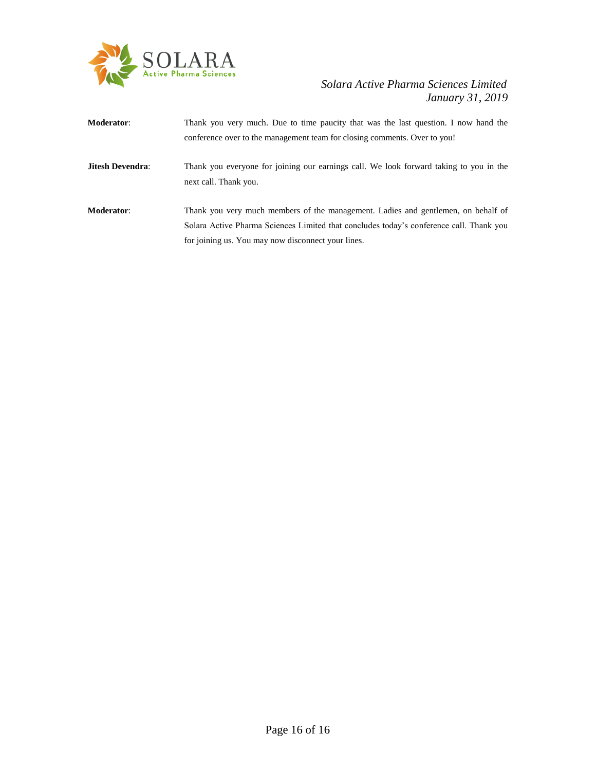**Moderator**: Thank you very much. Due to time paucity that was the last question. I now hand the conference over to the management team for closing comments. Over to you!

**Jitesh Devendra**: Thank you everyone for joining our earnings call. We look forward taking to you in the next call. Thank you.

**Moderator**: Thank you very much members of the management. Ladies and gentlemen, on behalf of Solara Active Pharma Sciences Limited that concludes today's conference call. Thank you for joining us. You may now disconnect your lines.